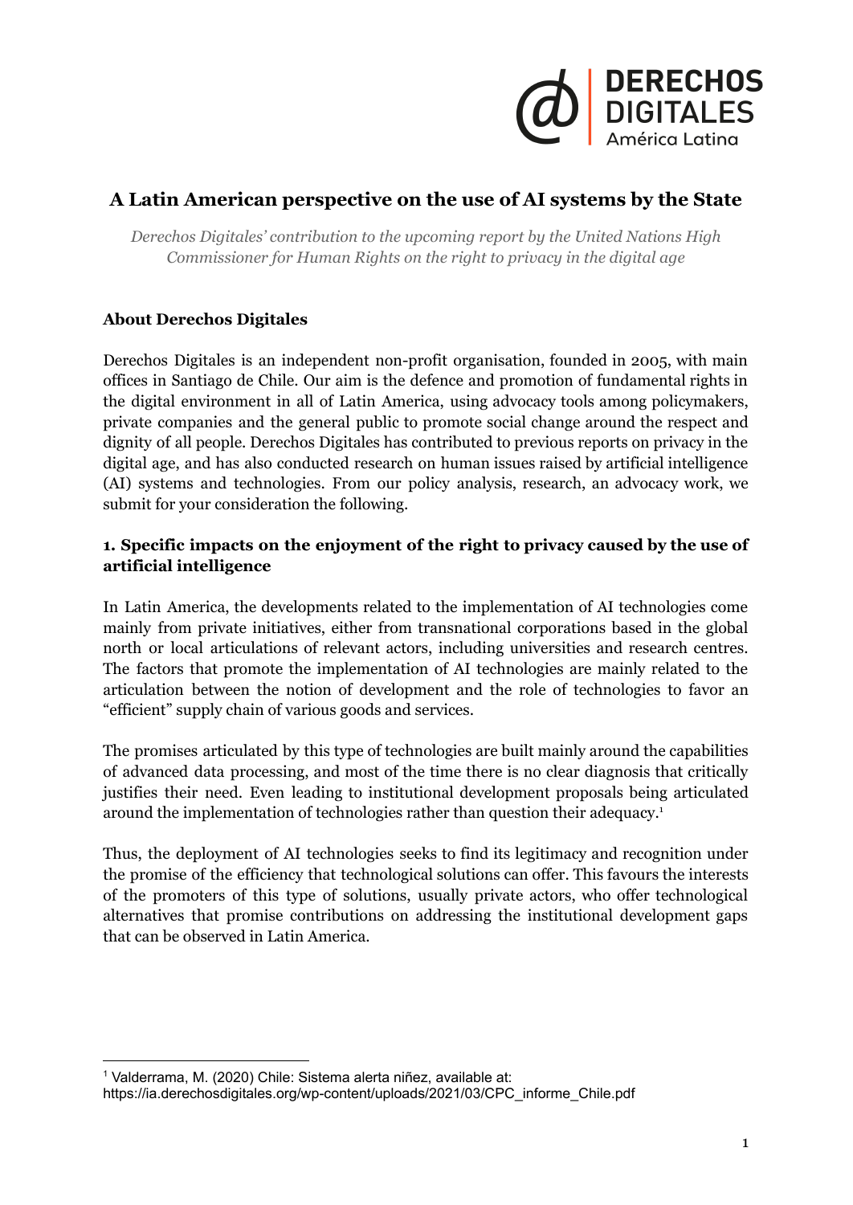# A Latin American perspective on the use of AI systems by the State

*Derechos Digitales' contribution to the upcoming report by the United Nations High Commissioner for Human Rights on the right to privacy in the digital age*

**About Derechos Digitales**

Derechos Digitales is an independent non-profit organisation, founded in 2005, with main offices in Santiago de Chile. Our aim is the defence and promotion of fundamental rights in the digital environment in all of Latin America, using advocacy tools among policymakers, private companies and the general public to promote social change around the respect and dignity of all people. Derechos Digitales has contributed to previous reports on privacy in the digital age, and has also conducted research on human issues raised by artificial intelligence (AI) systems and technologies. From our policy analysis, research, an advocacy work, we submit for your consideration the following.

## 1. Specific impacts on the enjoyment of the right to privacy caused by the use of artificial intelligence

In Latin America, the developments related to the implementation of AI technologies come mainly from private initiatives, either from transnational corporations based in the global north or local articulations of relevant actors, including universities and research centres. The factors that promote the implementation of AI technologies are mainly related to the articulation between the notion of development and the role of technologies to favor an "efficient" supply chain of various goods and services.

The promises articulated by this type of technologies are built mainly around the capabilities of advanced data processing, and most of the time there is no clear diagnosis that critically justifies their need. Even leading to institutional development proposals being articulated around the implementation of technologies rather than question their adequacy.[1]

Thus, the deployment of AI technologies seeks to find its legitimacy and recognition under the promise of the efficiency that technological solutions can offer. This favours the interests of the promoters of this type of solutions, usually private actors, who offer technological alternatives that promise contributions on addressing the institutional development gaps that can be observed in Latin America.

---

[1] Valderrama, M. (2020) Chile: Sistema alerta niñez, available at: https://ia.derechosdigitales.org/wp-content/uploads/2021/03/CPC_informe_Chile.pdf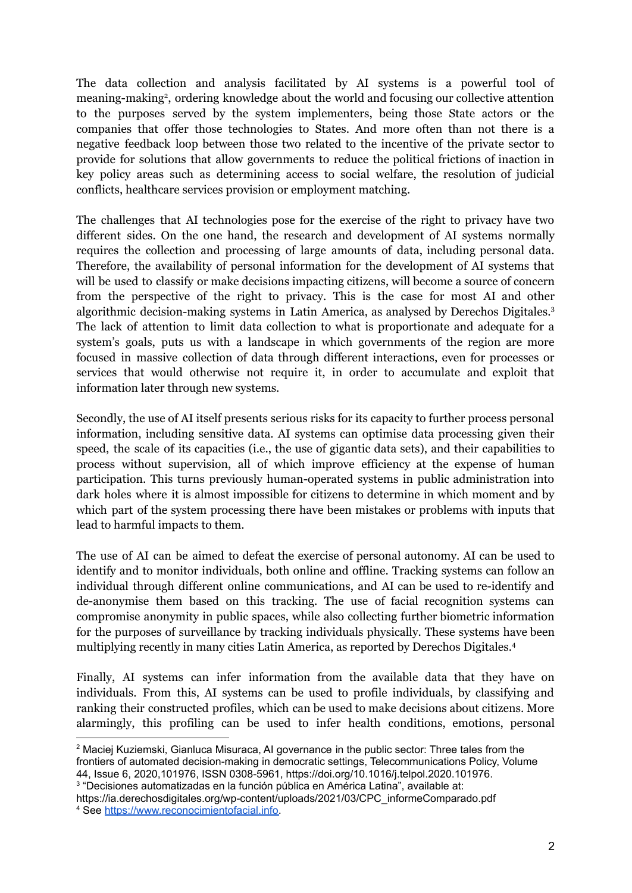The data collection and analysis facilitated by AI systems is a powerful tool of meaning-making[2], ordering knowledge about the world and focusing our collective attention to the purposes served by the system implementers, being those State actors or the companies that offer those technologies to States. And more often than not there is a negative feedback loop between those two related to the incentive of the private sector to provide for solutions that allow governments to reduce the political frictions of inaction in key policy areas such as determining access to social welfare, the resolution of judicial conflicts, healthcare services provision or employment matching.

The challenges that AI technologies pose for the exercise of the right to privacy have two different sides. On the one hand, the research and development of AI systems normally requires the collection and processing of large amounts of data, including personal data. Therefore, the availability of personal information for the development of AI systems that will be used to classify or make decisions impacting citizens, will become a source of concern from the perspective of the right to privacy. This is the case for most AI and other algorithmic decision-making systems in Latin America, as analysed by Derechos Digitales.[3] The lack of attention to limit data collection to what is proportionate and adequate for a system's goals, puts us with a landscape in which governments of the region are more focused in massive collection of data through different interactions, even for processes or services that would otherwise not require it, in order to accumulate and exploit that information later through new systems.

Secondly, the use of AI itself presents serious risks for its capacity to further process personal information, including sensitive data. AI systems can optimise data processing given their speed, the scale of its capacities (i.e., the use of gigantic data sets), and their capabilities to process without supervision, all of which improve efficiency at the expense of human participation. This turns previously human-operated systems in public administration into dark holes where it is almost impossible for citizens to determine in which moment and by which part of the system processing there have been mistakes or problems with inputs that lead to harmful impacts to them.

The use of AI can be aimed to defeat the exercise of personal autonomy. AI can be used to identify and to monitor individuals, both online and offline. Tracking systems can follow an individual through different online communications, and AI can be used to re-identify and de-anonymise them based on this tracking. The use of facial recognition systems can compromise anonymity in public spaces, while also collecting further biometric information for the purposes of surveillance by tracking individuals physically. These systems have been multiplying recently in many cities Latin America, as reported by Derechos Digitales.[4]

Finally, AI systems can infer information from the available data that they have on individuals. From this, AI systems can be used to profile individuals, by classifying and ranking their constructed profiles, which can be used to make decisions about citizens. More alarmingly, this profiling can be used to infer health conditions, emotions, personal

[2] Maciej Kuziemski, Gianluca Misuraca, AI governance in the public sector: Three tales from the frontiers of automated decision-making in democratic settings, Telecommunications Policy, Volume 44, Issue 6, 2020,101976, ISSN 0308-5961, https://doi.org/10.1016/j.telpol.2020.101976.

[3] "Decisiones automatizadas en la función pública en América Latina", available at: https://ia.derechosdigitales.org/wp-content/uploads/2021/03/CPC_informeComparado.pdf

[4] See https://www.reconocimientofacial.info.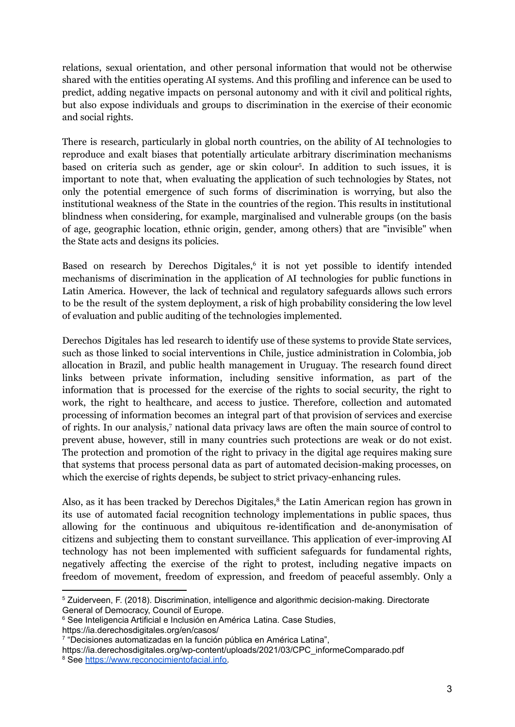relations, sexual orientation, and other personal information that would not be otherwise shared with the entities operating AI systems. And this profiling and inference can be used to predict, adding negative impacts on personal autonomy and with it civil and political rights, but also expose individuals and groups to discrimination in the exercise of their economic and social rights.

There is research, particularly in global north countries, on the ability of AI technologies to reproduce and exalt biases that potentially articulate arbitrary discrimination mechanisms based on criteria such as gender, age or skin colour[5]. In addition to such issues, it is important to note that, when evaluating the application of such technologies by States, not only the potential emergence of such forms of discrimination is worrying, but also the institutional weakness of the State in the countries of the region. This results in institutional blindness when considering, for example, marginalised and vulnerable groups (on the basis of age, geographic location, ethnic origin, gender, among others) that are "invisible" when the State acts and designs its policies.

Based on research by Derechos Digitales,[6] it is not yet possible to identify intended mechanisms of discrimination in the application of AI technologies for public functions in Latin America. However, the lack of technical and regulatory safeguards allows such errors to be the result of the system deployment, a risk of high probability considering the low level of evaluation and public auditing of the technologies implemented.

Derechos Digitales has led research to identify use of these systems to provide State services, such as those linked to social interventions in Chile, justice administration in Colombia, job allocation in Brazil, and public health management in Uruguay. The research found direct links between private information, including sensitive information, as part of the information that is processed for the exercise of the rights to social security, the right to work, the right to healthcare, and access to justice. Therefore, collection and automated processing of information becomes an integral part of that provision of services and exercise of rights. In our analysis,[7] national data privacy laws are often the main source of control to prevent abuse, however, still in many countries such protections are weak or do not exist. The protection and promotion of the right to privacy in the digital age requires making sure that systems that process personal data as part of automated decision-making processes, on which the exercise of rights depends, be subject to strict privacy-enhancing rules.

Also, as it has been tracked by Derechos Digitales,[8] the Latin American region has grown in its use of automated facial recognition technology implementations in public spaces, thus allowing for the continuous and ubiquitous re-identification and de-anonymisation of citizens and subjecting them to constant surveillance. This application of ever-improving AI technology has not been implemented with sufficient safeguards for fundamental rights, negatively affecting the exercise of the right to protest, including negative impacts on freedom of movement, freedom of expression, and freedom of peaceful assembly. Only a

---

[5] Zuiderveen, F. (2018). Discrimination, intelligence and algorithmic decision-making. Directorate General of Democracy, Council of Europe.

[6] See Inteligencia Artificial e Inclusión en América Latina. Case Studies, https://ia.derechosdigitales.org/en/casos/

[7] "Decisiones automatizadas en la función pública en América Latina", https://ia.derechosdigitales.org/wp-content/uploads/2021/03/CPC_informeComparado.pdf

[8] See https://www.reconocimientofacial.info.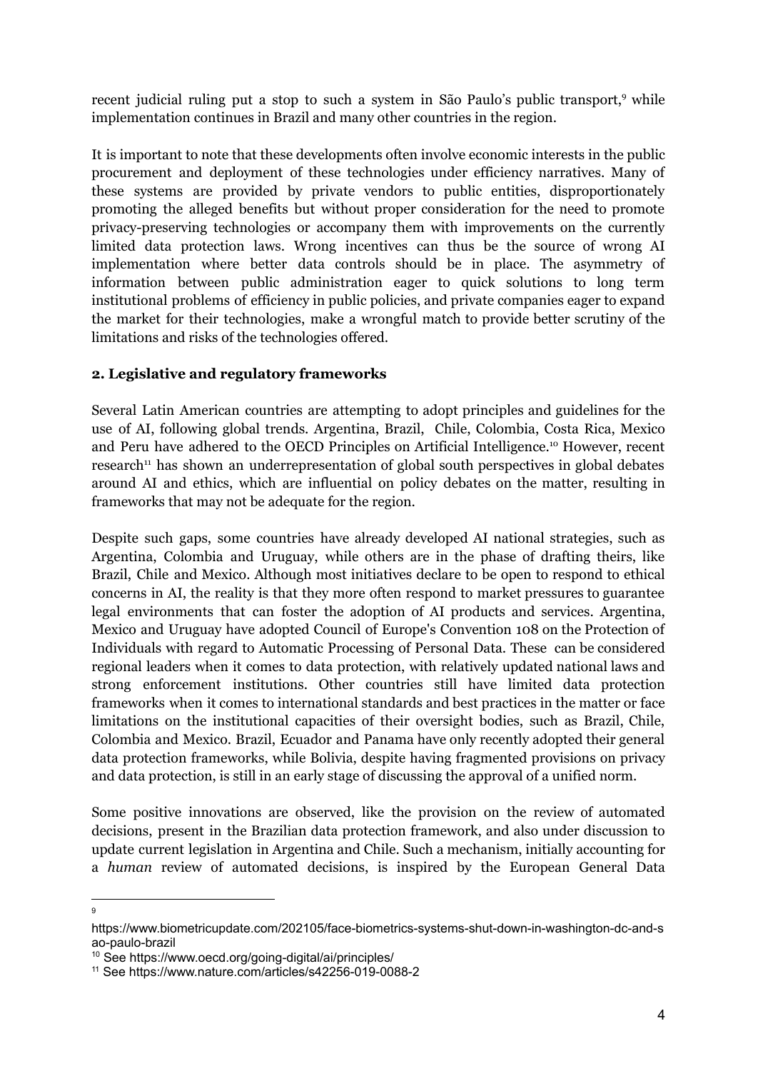recent judicial ruling put a stop to such a system in São Paulo's public transport,[9] while implementation continues in Brazil and many other countries in the region.

It is important to note that these developments often involve economic interests in the public procurement and deployment of these technologies under efficiency narratives. Many of these systems are provided by private vendors to public entities, disproportionately promoting the alleged benefits but without proper consideration for the need to promote privacy-preserving technologies or accompany them with improvements on the currently limited data protection laws. Wrong incentives can thus be the source of wrong AI implementation where better data controls should be in place. The asymmetry of information between public administration eager to quick solutions to long term institutional problems of efficiency in public policies, and private companies eager to expand the market for their technologies, make a wrongful match to provide better scrutiny of the limitations and risks of the technologies offered.

## 2. Legislative and regulatory frameworks

Several Latin American countries are attempting to adopt principles and guidelines for the use of AI, following global trends. Argentina, Brazil, Chile, Colombia, Costa Rica, Mexico and Peru have adhered to the OECD Principles on Artificial Intelligence.[10] However, recent research[11] has shown an underrepresentation of global south perspectives in global debates around AI and ethics, which are influential on policy debates on the matter, resulting in frameworks that may not be adequate for the region.

Despite such gaps, some countries have already developed AI national strategies, such as Argentina, Colombia and Uruguay, while others are in the phase of drafting theirs, like Brazil, Chile and Mexico. Although most initiatives declare to be open to respond to ethical concerns in AI, the reality is that they more often respond to market pressures to guarantee legal environments that can foster the adoption of AI products and services. Argentina, Mexico and Uruguay have adopted Council of Europe's Convention 108 on the Protection of Individuals with regard to Automatic Processing of Personal Data. These can be considered regional leaders when it comes to data protection, with relatively updated national laws and strong enforcement institutions. Other countries still have limited data protection frameworks when it comes to international standards and best practices in the matter or face limitations on the institutional capacities of their oversight bodies, such as Brazil, Chile, Colombia and Mexico. Brazil, Ecuador and Panama have only recently adopted their general data protection frameworks, while Bolivia, despite having fragmented provisions on privacy and data protection, is still in an early stage of discussing the approval of a unified norm.

Some positive innovations are observed, like the provision on the review of automated decisions, present in the Brazilian data protection framework, and also under discussion to update current legislation in Argentina and Chile. Such a mechanism, initially accounting for a *human* review of automated decisions, is inspired by the European General Data

---

[9] https://www.biometricupdate.com/202105/face-biometrics-systems-shut-down-in-washington-dc-and-sao-paulo-brazil

[10] See https://www.oecd.org/going-digital/ai/principles/

[11] See https://www.nature.com/articles/s42256-019-0088-2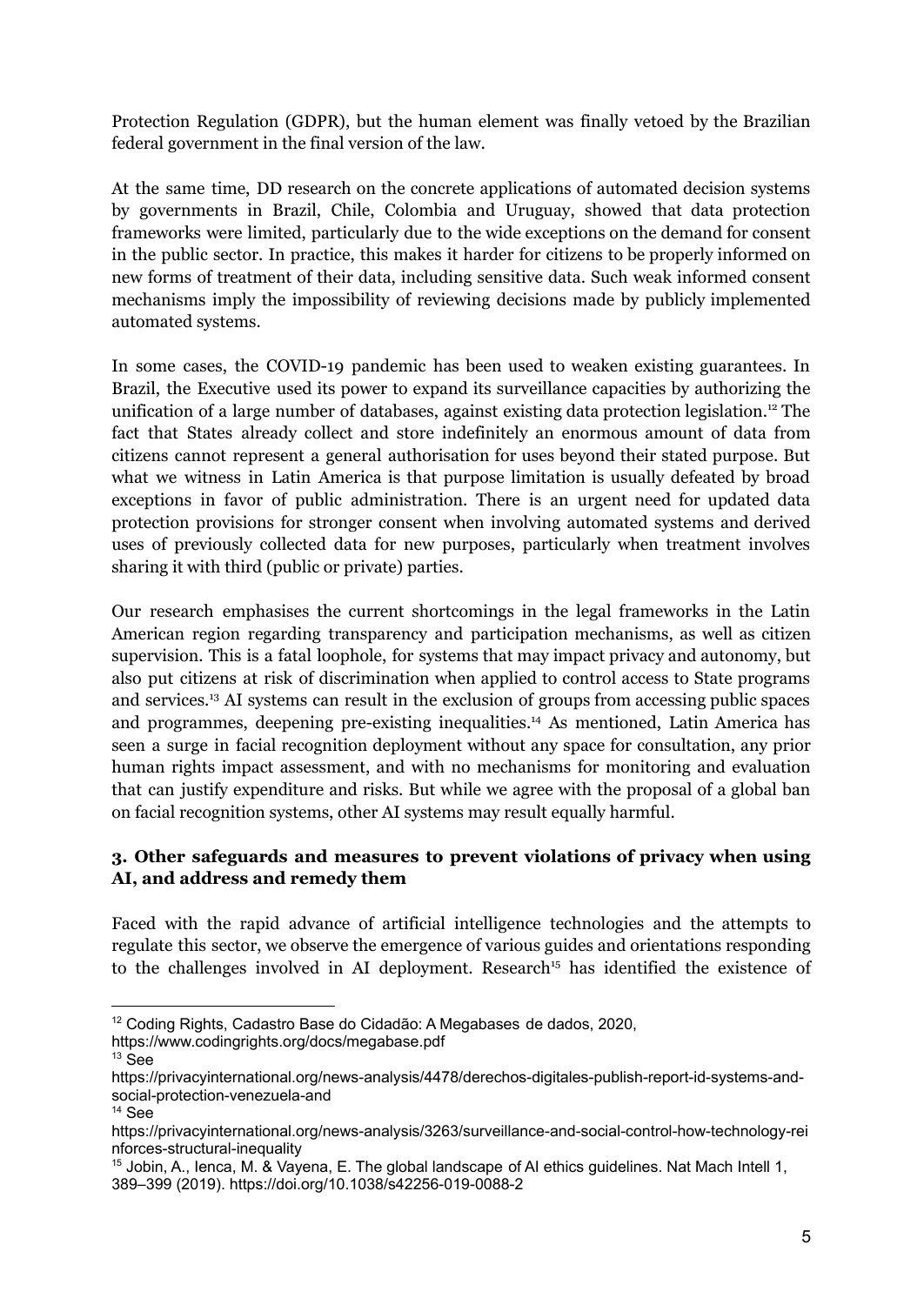Protection Regulation (GDPR), but the human element was finally vetoed by the Brazilian federal government in the final version of the law.

At the same time, DD research on the concrete applications of automated decision systems by governments in Brazil, Chile, Colombia and Uruguay, showed that data protection frameworks were limited, particularly due to the wide exceptions on the demand for consent in the public sector. In practice, this makes it harder for citizens to be properly informed on new forms of treatment of their data, including sensitive data. Such weak informed consent mechanisms imply the impossibility of reviewing decisions made by publicly implemented automated systems.

In some cases, the COVID-19 pandemic has been used to weaken existing guarantees. In Brazil, the Executive used its power to expand its surveillance capacities by authorizing the unification of a large number of databases, against existing data protection legislation.[12] The fact that States already collect and store indefinitely an enormous amount of data from citizens cannot represent a general authorisation for uses beyond their stated purpose. But what we witness in Latin America is that purpose limitation is usually defeated by broad exceptions in favor of public administration. There is an urgent need for updated data protection provisions for stronger consent when involving automated systems and derived uses of previously collected data for new purposes, particularly when treatment involves sharing it with third (public or private) parties.

Our research emphasises the current shortcomings in the legal frameworks in the Latin American region regarding transparency and participation mechanisms, as well as citizen supervision. This is a fatal loophole, for systems that may impact privacy and autonomy, but also put citizens at risk of discrimination when applied to control access to State programs and services.[13] AI systems can result in the exclusion of groups from accessing public spaces and programmes, deepening pre-existing inequalities.[14] As mentioned, Latin America has seen a surge in facial recognition deployment without any space for consultation, any prior human rights impact assessment, and with no mechanisms for monitoring and evaluation that can justify expenditure and risks. But while we agree with the proposal of a global ban on facial recognition systems, other AI systems may result equally harmful.

### 3. Other safeguards and measures to prevent violations of privacy when using AI, and address and remedy them

Faced with the rapid advance of artificial intelligence technologies and the attempts to regulate this sector, we observe the emergence of various guides and orientations responding to the challenges involved in AI deployment. Research[15] has identified the existence of

---

[12] Coding Rights, Cadastro Base do Cidadão: A Megabases de dados, 2020, https://www.codingrights.org/docs/megabase.pdf

[13] See https://privacyinternational.org/news-analysis/4478/derechos-digitales-publish-report-id-systems-and-social-protection-venezuela-and

[14] See https://privacyinternational.org/news-analysis/3263/surveillance-and-social-control-how-technology-reinforces-structural-inequality

[15] Jobin, A., Ienca, M. & Vayena, E. The global landscape of AI ethics guidelines. Nat Mach Intell 1, 389–399 (2019). https://doi.org/10.1038/s42256-019-0088-2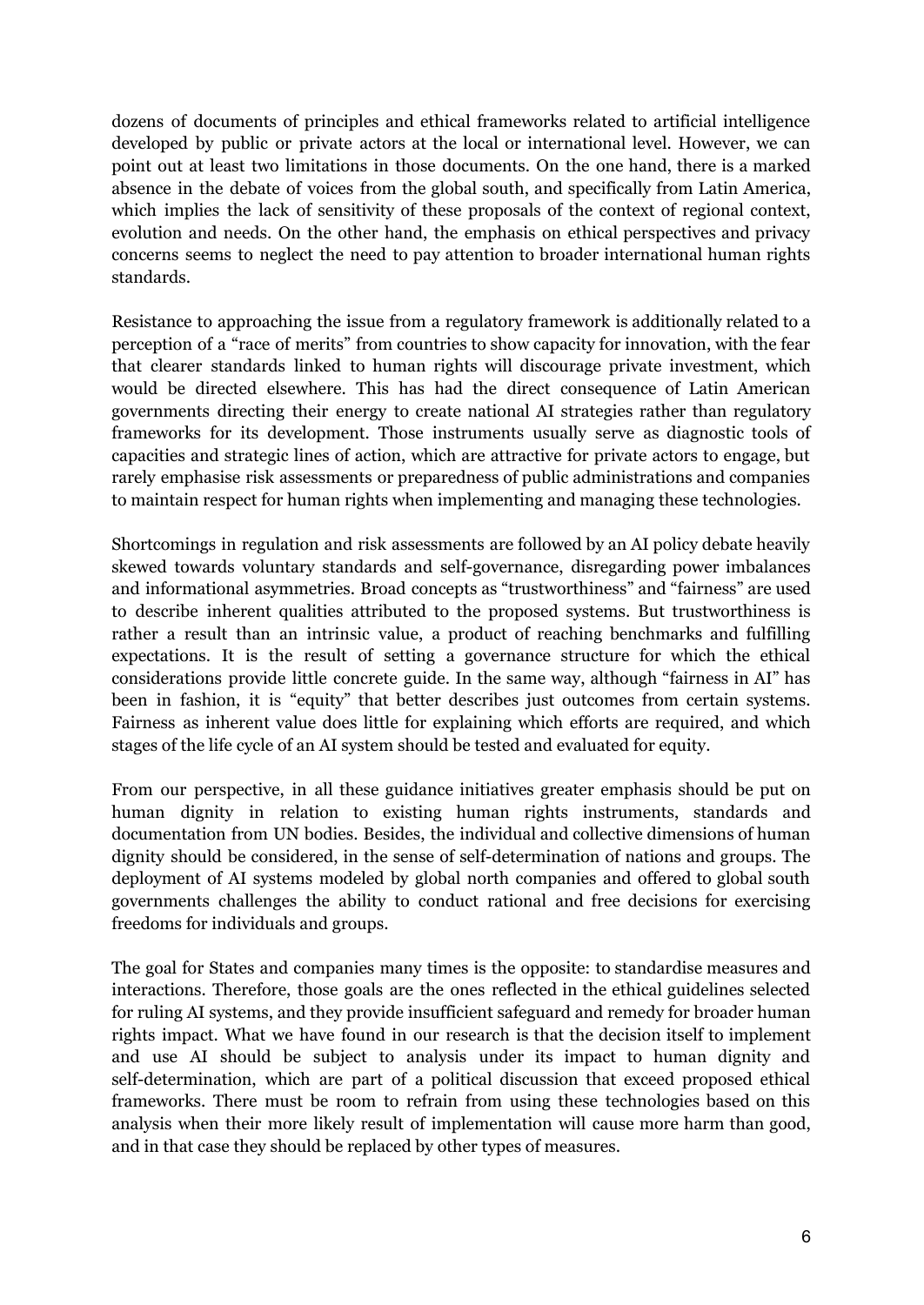dozens of documents of principles and ethical frameworks related to artificial intelligence developed by public or private actors at the local or international level. However, we can point out at least two limitations in those documents. On the one hand, there is a marked absence in the debate of voices from the global south, and specifically from Latin America, which implies the lack of sensitivity of these proposals of the context of regional context, evolution and needs. On the other hand, the emphasis on ethical perspectives and privacy concerns seems to neglect the need to pay attention to broader international human rights standards.

Resistance to approaching the issue from a regulatory framework is additionally related to a perception of a "race of merits" from countries to show capacity for innovation, with the fear that clearer standards linked to human rights will discourage private investment, which would be directed elsewhere. This has had the direct consequence of Latin American governments directing their energy to create national AI strategies rather than regulatory frameworks for its development. Those instruments usually serve as diagnostic tools of capacities and strategic lines of action, which are attractive for private actors to engage, but rarely emphasise risk assessments or preparedness of public administrations and companies to maintain respect for human rights when implementing and managing these technologies.

Shortcomings in regulation and risk assessments are followed by an AI policy debate heavily skewed towards voluntary standards and self-governance, disregarding power imbalances and informational asymmetries. Broad concepts as "trustworthiness" and "fairness" are used to describe inherent qualities attributed to the proposed systems. But trustworthiness is rather a result than an intrinsic value, a product of reaching benchmarks and fulfilling expectations. It is the result of setting a governance structure for which the ethical considerations provide little concrete guide. In the same way, although "fairness in AI" has been in fashion, it is "equity" that better describes just outcomes from certain systems. Fairness as inherent value does little for explaining which efforts are required, and which stages of the life cycle of an AI system should be tested and evaluated for equity.

From our perspective, in all these guidance initiatives greater emphasis should be put on human dignity in relation to existing human rights instruments, standards and documentation from UN bodies. Besides, the individual and collective dimensions of human dignity should be considered, in the sense of self-determination of nations and groups. The deployment of AI systems modeled by global north companies and offered to global south governments challenges the ability to conduct rational and free decisions for exercising freedoms for individuals and groups.

The goal for States and companies many times is the opposite: to standardise measures and interactions. Therefore, those goals are the ones reflected in the ethical guidelines selected for ruling AI systems, and they provide insufficient safeguard and remedy for broader human rights impact. What we have found in our research is that the decision itself to implement and use AI should be subject to analysis under its impact to human dignity and self-determination, which are part of a political discussion that exceed proposed ethical frameworks. There must be room to refrain from using these technologies based on this analysis when their more likely result of implementation will cause more harm than good, and in that case they should be replaced by other types of measures.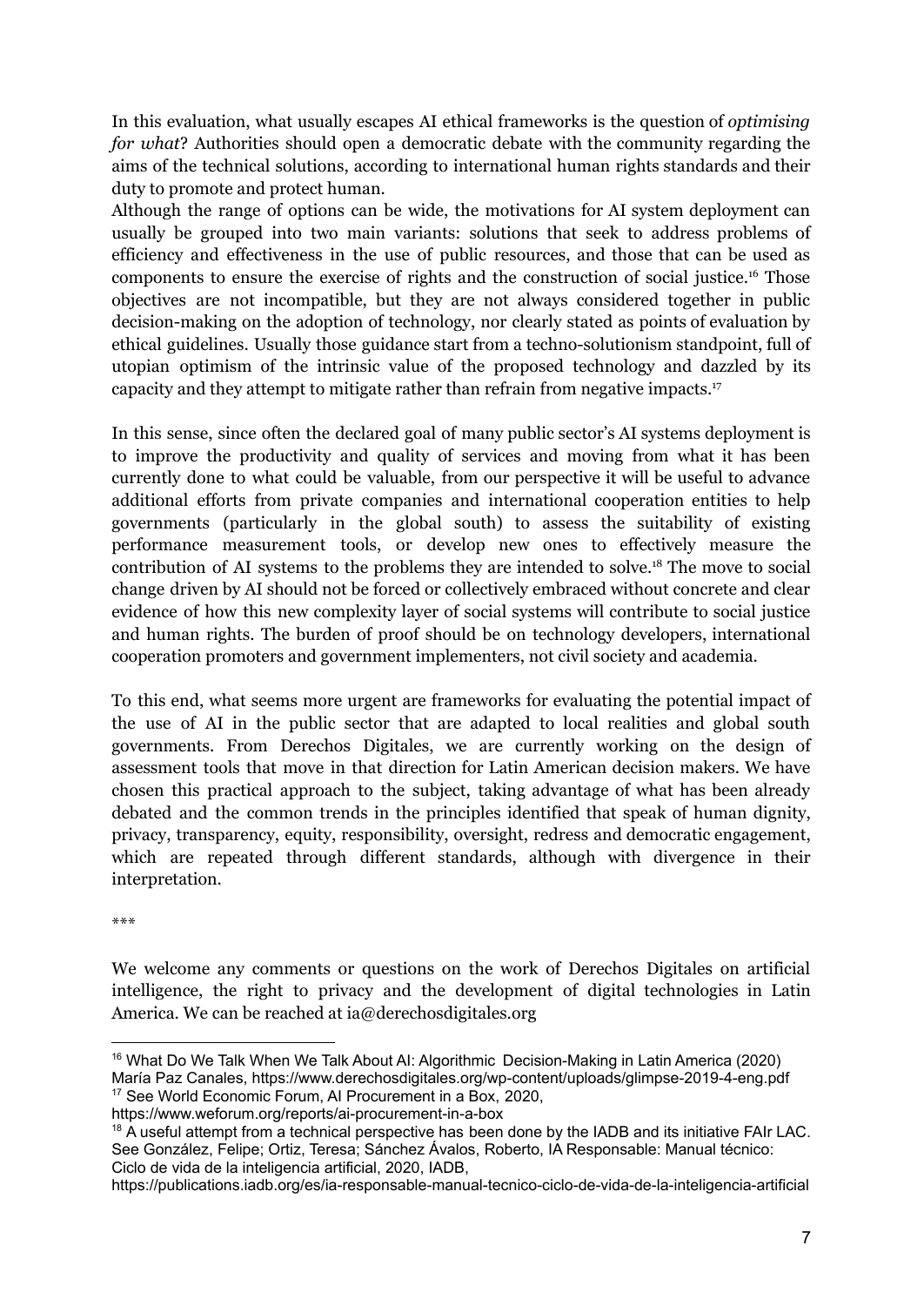In this evaluation, what usually escapes AI ethical frameworks is the question of *optimising for what*? Authorities should open a democratic debate with the community regarding the aims of the technical solutions, according to international human rights standards and their duty to promote and protect human.

Although the range of options can be wide, the motivations for AI system deployment can usually be grouped into two main variants: solutions that seek to address problems of efficiency and effectiveness in the use of public resources, and those that can be used as components to ensure the exercise of rights and the construction of social justice.[16] Those objectives are not incompatible, but they are not always considered together in public decision-making on the adoption of technology, nor clearly stated as points of evaluation by ethical guidelines. Usually those guidance start from a techno-solutionism standpoint, full of utopian optimism of the intrinsic value of the proposed technology and dazzled by its capacity and they attempt to mitigate rather than refrain from negative impacts.[17]

In this sense, since often the declared goal of many public sector's AI systems deployment is to improve the productivity and quality of services and moving from what it has been currently done to what could be valuable, from our perspective it will be useful to advance additional efforts from private companies and international cooperation entities to help governments (particularly in the global south) to assess the suitability of existing performance measurement tools, or develop new ones to effectively measure the contribution of AI systems to the problems they are intended to solve.[18] The move to social change driven by AI should not be forced or collectively embraced without concrete and clear evidence of how this new complexity layer of social systems will contribute to social justice and human rights. The burden of proof should be on technology developers, international cooperation promoters and government implementers, not civil society and academia.

To this end, what seems more urgent are frameworks for evaluating the potential impact of the use of AI in the public sector that are adapted to local realities and global south governments. From Derechos Digitales, we are currently working on the design of assessment tools that move in that direction for Latin American decision makers. We have chosen this practical approach to the subject, taking advantage of what has been already debated and the common trends in the principles identified that speak of human dignity, privacy, transparency, equity, responsibility, oversight, redress and democratic engagement, which are repeated through different standards, although with divergence in their interpretation.

***

We welcome any comments or questions on the work of Derechos Digitales on artificial intelligence, the right to privacy and the development of digital technologies in Latin America. We can be reached at ia@derechosdigitales.org

---

[16] What Do We Talk When We Talk About AI: Algorithmic Decision-Making in Latin America (2020) María Paz Canales, https://www.derechosdigitales.org/wp-content/uploads/glimpse-2019-4-eng.pdf

[17] See World Economic Forum, AI Procurement in a Box, 2020, https://www.weforum.org/reports/ai-procurement-in-a-box

[18] A useful attempt from a technical perspective has been done by the IADB and its initiative FAIr LAC. See González, Felipe; Ortiz, Teresa; Sánchez Ávalos, Roberto, IA Responsable: Manual técnico: Ciclo de vida de la inteligencia artificial, 2020, IADB, https://publications.iadb.org/es/ia-responsable-manual-tecnico-ciclo-de-vida-de-la-inteligencia-artificial